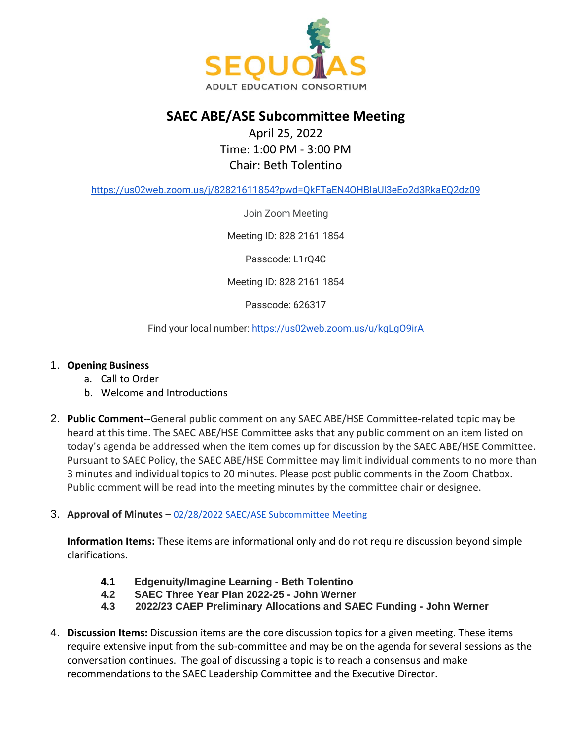SEQUOIAS
ADULT EDUCATION CONSORTIUM

# SAEC ABE/ASE Subcommittee Meeting

April 25, 2022
Time: 1:00 PM - 3:00 PM
Chair: Beth Tolentino

https://us02web.zoom.us/j/82821611854?pwd=QkFTaEN4OHBlaUl3eEo2d3RkaEQ2dz09

Join Zoom Meeting

Meeting ID: 828 2161 1854

Passcode: L1rQ4C

Meeting ID: 828 2161 1854

Passcode: 626317

Find your local number: https://us02web.zoom.us/u/kgLgO9irA

1. **Opening Business**
   a. Call to Order
   b. Welcome and Introductions

2. **Public Comment**--General public comment on any SAEC ABE/HSE Committee-related topic may be heard at this time. The SAEC ABE/HSE Committee asks that any public comment on an item listed on today's agenda be addressed when the item comes up for discussion by the SAEC ABE/HSE Committee. Pursuant to SAEC Policy, the SAEC ABE/HSE Committee may limit individual comments to no more than 3 minutes and individual topics to 20 minutes. Please post public comments in the Zoom Chatbox. Public comment will be read into the meeting minutes by the committee chair or designee.

3. **Approval of Minutes** – 02/28/2022 SAEC/ASE Subcommittee Meeting

   **Information Items:** These items are informational only and do not require discussion beyond simple clarifications.

   **4.1 Edgenuity/Imagine Learning - Beth Tolentino**
   **4.2 SAEC Three Year Plan 2022-25 - John Werner**
   **4.3 2022/23 CAEP Preliminary Allocations and SAEC Funding - John Werner**

4. **Discussion Items:** Discussion items are the core discussion topics for a given meeting. These items require extensive input from the sub-committee and may be on the agenda for several sessions as the conversation continues. The goal of discussing a topic is to reach a consensus and make recommendations to the SAEC Leadership Committee and the Executive Director.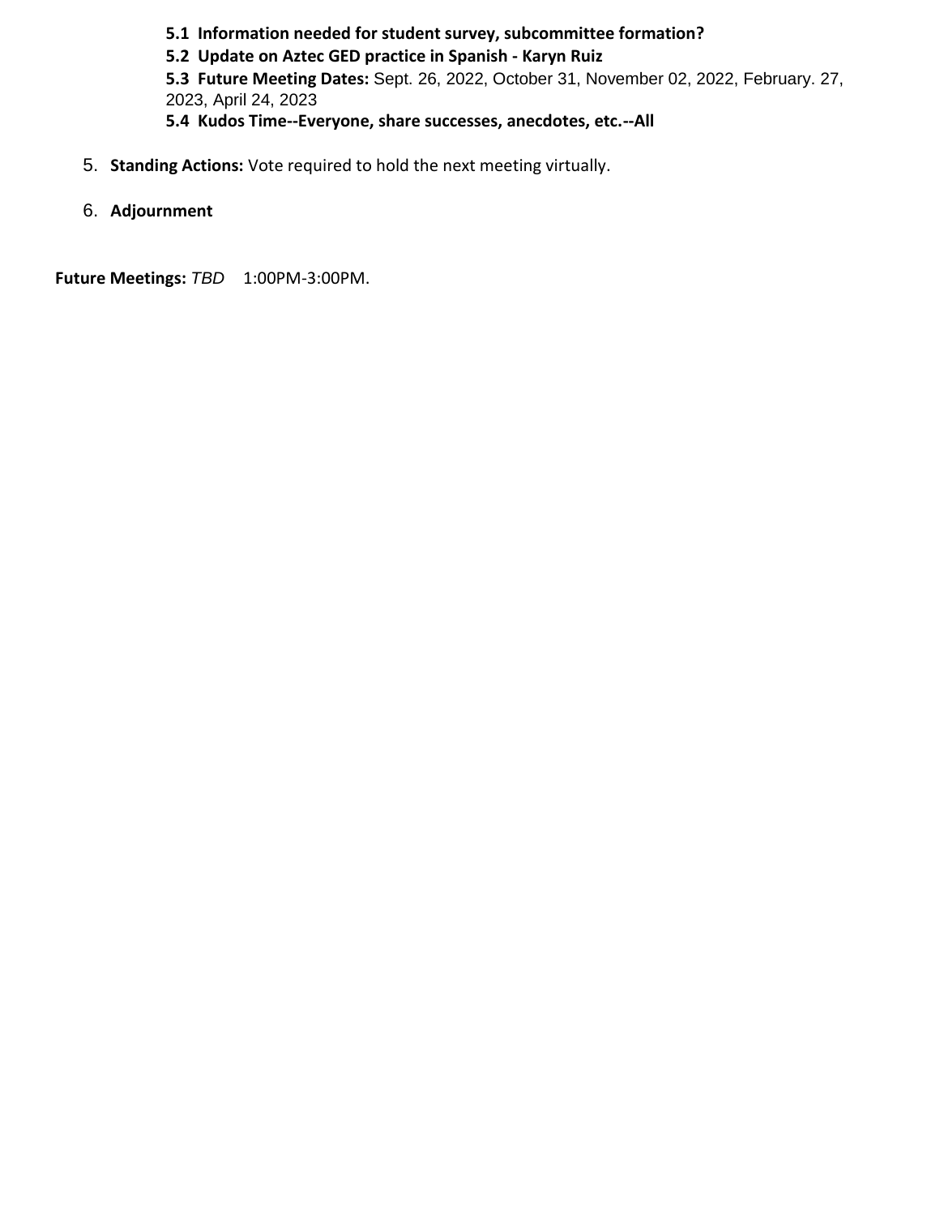**5.1 Information needed for student survey, subcommittee formation?**

**5.2 Update on Aztec GED practice in Spanish - Karyn Ruiz**

**5.3 Future Meeting Dates:** Sept. 26, 2022, October 31, November 02, 2022, February. 27, 2023, April 24, 2023

**5.4 Kudos Time--Everyone, share successes, anecdotes, etc.--All**

5. **Standing Actions:** Vote required to hold the next meeting virtually.

6. **Adjournment**

**Future Meetings:** *TBD* 1:00PM-3:00PM.